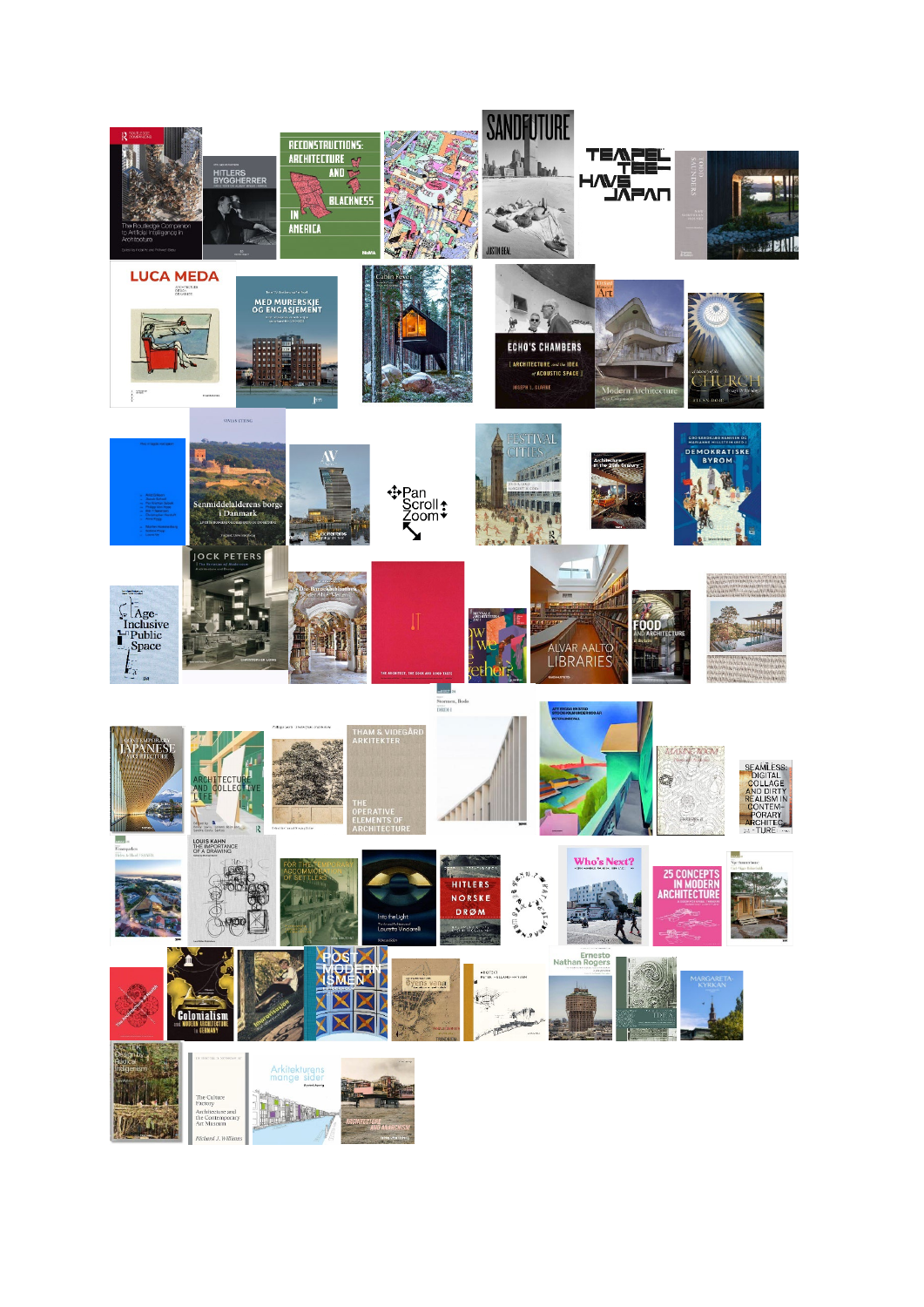The Routledge Companion to Artificial Intelligence in Architecture

HITLERS BYGGHERRER

RECONSTRUCTIONS: ARCHITECTURE AND BLACKNESS IN AMERICA

SANDFUTURE

JUSTIN BEAL

TEMPEL TEE HAVE JAPAN

LUCA MEDA

MED MURERSKJE OG ENGASJEMENT

Cabin Fever

ECHO'S CHAMBERS

ARCHITECTURE and the IDEA of ACOUSTIC SPACE

JOSEPH L. CLARKE

Modern Architecture

CHURCH

Senmiddelalderens borge i Danmark

AV

Pan Scroll Zoom

FESTIVAL CITIES

Architecture in the 20th Century

DEMOKRATISKE BYROM

Age-Inclusive Public Space

JOCK PETERS

THE ARCHITECT, THE COOK AND GOOD TASTE

ALVAR AALTO LIBRARIES

FOOD AND ARCHITECTURE

CONTEMPORARY JAPANESE ARCHITECTURE

ARCHITECTURE AND COLLECTIVE LIFE

THAM & VIDEGÅRD ARKITEKTER

THE OPERATIVE ELEMENTS OF ARCHITECTURE

SEAMLESS: DIGITAL COLLAGE AND DIRTY REALISM IN CONTEMPORARY ARCHITECTURE

LOUIS KAHN THE IMPORTANCE OF A DRAWING

Into the Light

HITLERS NORSKE DRØM

Who's Next?

25 CONCEPTS IN MODERN ARCHITECTURE

Colonialism and MODERN ARCHITECTURE in GERMANY

POST MODERN ISMEN

Ernesto Nathan Rogers

MARGARETA-KYRKAN

The Culture Factory

Architecture and the Contemporary Art Museum

Richard J. Williams

Arkitekturens mange sider

ARCHITECTURE AND ANARCHISM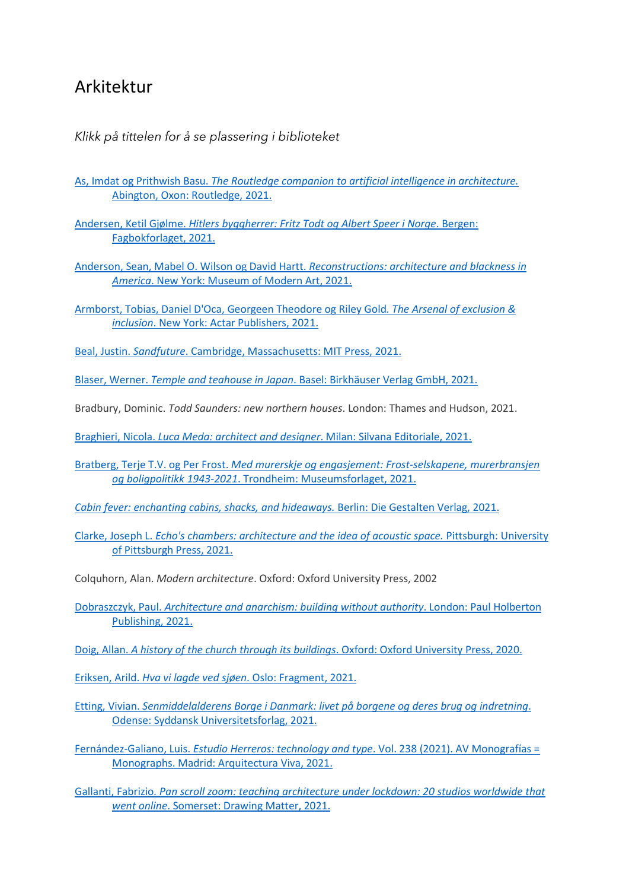# Arkitektur

*Klikk på tittelen for å se plassering i biblioteket*

As, Imdat og Prithwish Basu. *The Routledge companion to artificial intelligence in architecture.* Abington, Oxon: Routledge, 2021.

Andersen, Ketil Gjølme. *Hitlers byggherrer: Fritz Todt og Albert Speer i Norge*. Bergen: Fagbokforlaget, 2021.

Anderson, Sean, Mabel O. Wilson og David Hartt. *Reconstructions: architecture and blackness in America*. New York: Museum of Modern Art, 2021.

Armborst, Tobias, Daniel D'Oca, Georgeen Theodore og Riley Gold*. The Arsenal of exclusion & inclusion*. New York: Actar Publishers, 2021.

Beal, Justin. *Sandfuture*. Cambridge, Massachusetts: MIT Press, 2021.

Blaser, Werner. *Temple and teahouse in Japan*. Basel: Birkhäuser Verlag GmbH, 2021.

Bradbury, Dominic. *Todd Saunders: new northern houses*. London: Thames and Hudson, 2021.

Braghieri, Nicola. *Luca Meda: architect and designer*. Milan: Silvana Editoriale, 2021.

Bratberg, Terje T.V. og Per Frost. *Med murerskje og engasjement: Frost-selskapene, murerbransjen og boligpolitikk 1943-2021*. Trondheim: Museumsforlaget, 2021.

*Cabin fever: enchanting cabins, shacks, and hideaways.* Berlin: Die Gestalten Verlag, 2021.

Clarke, Joseph L. *Echo's chambers: architecture and the idea of acoustic space.* Pittsburgh: University of Pittsburgh Press, 2021.

Colquhorn, Alan. *Modern architecture*. Oxford: Oxford University Press, 2002

Dobraszczyk, Paul. *Architecture and anarchism: building without authority*. London: Paul Holberton Publishing, 2021.

Doig, Allan. *A history of the church through its buildings*. Oxford: Oxford University Press, 2020.

Eriksen, Arild. *Hva vi lagde ved sjøen*. Oslo: Fragment, 2021.

Etting, Vivian. *Senmiddelalderens Borge i Danmark: livet på borgene og deres brug og indretning*. Odense: Syddansk Universitetsforlag, 2021.

Fernández-Galiano, Luis. *Estudio Herreros: technology and type*. Vol. 238 (2021). AV Monografías = Monographs. Madrid: Arquitectura Viva, 2021.

Gallanti, Fabrizio. *Pan scroll zoom: teaching architecture under lockdown: 20 studios worldwide that went online*. Somerset: Drawing Matter, 2021.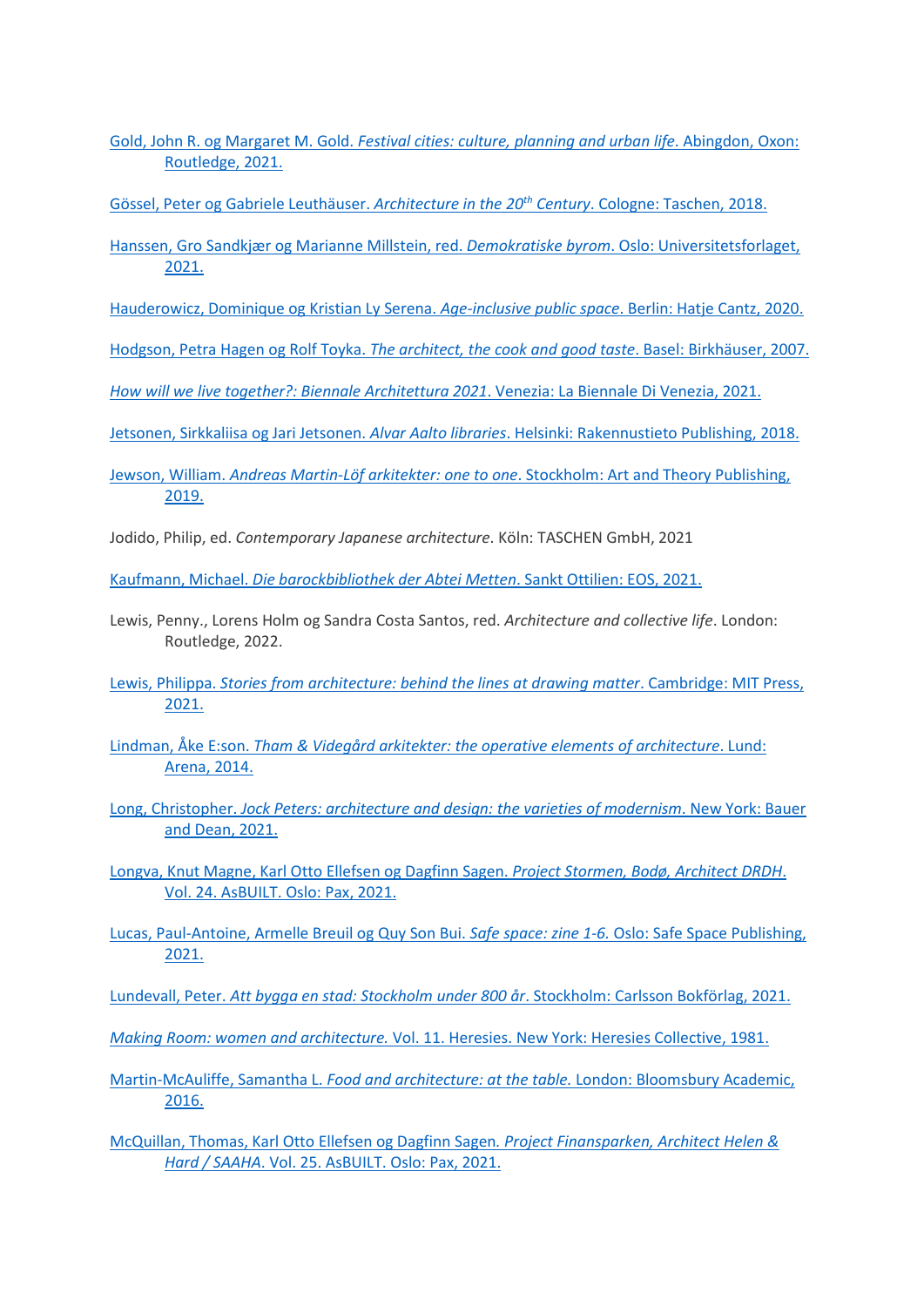Gold, John R. og Margaret M. Gold. *Festival cities: culture, planning and urban life*. Abingdon, Oxon: Routledge, 2021.

Gössel, Peter og Gabriele Leuthäuser. *Architecture in the 20th Century*. Cologne: Taschen, 2018.

Hanssen, Gro Sandkjær og Marianne Millstein, red. *Demokratiske byrom*. Oslo: Universitetsforlaget, 2021.

Hauderowicz, Dominique og Kristian Ly Serena. *Age-inclusive public space*. Berlin: Hatje Cantz, 2020.

Hodgson, Petra Hagen og Rolf Toyka. *The architect, the cook and good taste*. Basel: Birkhäuser, 2007.

*How will we live together?: Biennale Architettura 2021*. Venezia: La Biennale Di Venezia, 2021.

Jetsonen, Sirkkaliisa og Jari Jetsonen. *Alvar Aalto libraries*. Helsinki: Rakennustieto Publishing, 2018.

Jewson, William. *Andreas Martin-Löf arkitekter: one to one*. Stockholm: Art and Theory Publishing, 2019.

Jodido, Philip, ed. *Contemporary Japanese architecture*. Köln: TASCHEN GmbH, 2021

Kaufmann, Michael. *Die barockbibliothek der Abtei Metten*. Sankt Ottilien: EOS, 2021.

Lewis, Penny., Lorens Holm og Sandra Costa Santos, red. *Architecture and collective life*. London: Routledge, 2022.

Lewis, Philippa. *Stories from architecture: behind the lines at drawing matter*. Cambridge: MIT Press, 2021.

Lindman, Åke E:son. *Tham & Videgård arkitekter: the operative elements of architecture*. Lund: Arena, 2014.

Long, Christopher. *Jock Peters: architecture and design: the varieties of modernism*. New York: Bauer and Dean, 2021.

Longva, Knut Magne, Karl Otto Ellefsen og Dagfinn Sagen. *Project Stormen, Bodø, Architect DRDH*. Vol. 24. AsBUILT. Oslo: Pax, 2021.

Lucas, Paul-Antoine, Armelle Breuil og Quy Son Bui. *Safe space: zine 1-6*. Oslo: Safe Space Publishing, 2021.

Lundevall, Peter. *Att bygga en stad: Stockholm under 800 år*. Stockholm: Carlsson Bokförlag, 2021.

*Making Room: women and architecture.* Vol. 11. Heresies. New York: Heresies Collective, 1981.

Martin-McAuliffe, Samantha L. *Food and architecture: at the table.* London: Bloomsbury Academic, 2016.

McQuillan, Thomas, Karl Otto Ellefsen og Dagfinn Sagen. *Project Finansparken, Architect Helen & Hard / SAAHA*. Vol. 25. AsBUILT. Oslo: Pax, 2021.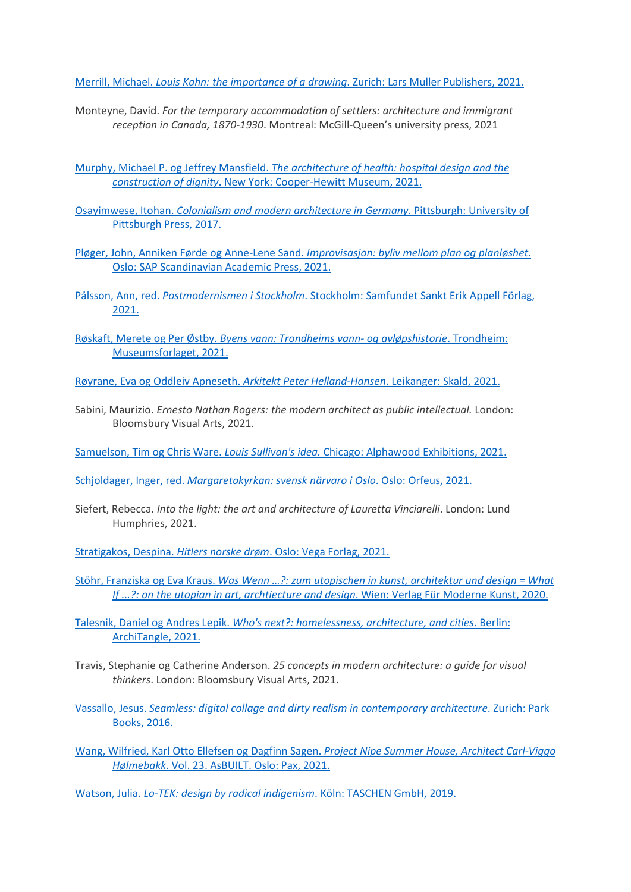Merrill, Michael. *Louis Kahn: the importance of a drawing*. Zurich: Lars Muller Publishers, 2021.

Monteyne, David. *For the temporary accommodation of settlers: architecture and immigrant reception in Canada, 1870-1930*. Montreal: McGill-Queen's university press, 2021

Murphy, Michael P. og Jeffrey Mansfield. *The architecture of health: hospital design and the construction of dignity*. New York: Cooper-Hewitt Museum, 2021.

Osayimwese, Itohan. *Colonialism and modern architecture in Germany*. Pittsburgh: University of Pittsburgh Press, 2017.

Pløger, John, Anniken Førde og Anne-Lene Sand. *Improvisasjon: byliv mellom plan og planløshet.* Oslo: SAP Scandinavian Academic Press, 2021.

Pålsson, Ann, red. *Postmodernismen i Stockholm*. Stockholm: Samfundet Sankt Erik Appell Förlag, 2021.

Røskaft, Merete og Per Østby. *Byens vann: Trondheims vann- og avløpshistorie*. Trondheim: Museumsforlaget, 2021.

Røyrane, Eva og Oddleiv Apneseth. *Arkitekt Peter Helland-Hansen*. Leikanger: Skald, 2021.

Sabini, Maurizio. *Ernesto Nathan Rogers: the modern architect as public intellectual.* London: Bloomsbury Visual Arts, 2021.

Samuelson, Tim og Chris Ware. *Louis Sullivan's idea.* Chicago: Alphawood Exhibitions, 2021.

Schjoldager, Inger, red. *Margaretakyrkan: svensk närvaro i Oslo*. Oslo: Orfeus, 2021.

Siefert, Rebecca. *Into the light: the art and architecture of Lauretta Vinciarelli*. London: Lund Humphries, 2021.

Stratigakos, Despina. *Hitlers norske drøm*. Oslo: Vega Forlag, 2021.

Stöhr, Franziska og Eva Kraus. *Was Wenn …?: zum utopischen in kunst, architektur und design = What If …?: on the utopian in art, archtiecture and design*. Wien: Verlag Für Moderne Kunst, 2020.

Talesnik, Daniel og Andres Lepik. *Who's next?: homelessness, architecture, and cities*. Berlin: ArchiTangle, 2021.

Travis, Stephanie og Catherine Anderson. *25 concepts in modern architecture: a guide for visual thinkers*. London: Bloomsbury Visual Arts, 2021.

Vassallo, Jesus. *Seamless: digital collage and dirty realism in contemporary architecture*. Zurich: Park Books, 2016.

Wang, Wilfried, Karl Otto Ellefsen og Dagfinn Sagen. *Project Nipe Summer House, Architect Carl-Viggo Hølmebakk*. Vol. 23. AsBUILT. Oslo: Pax, 2021.

Watson, Julia. *Lo-TEK: design by radical indigenism*. Köln: TASCHEN GmbH, 2019.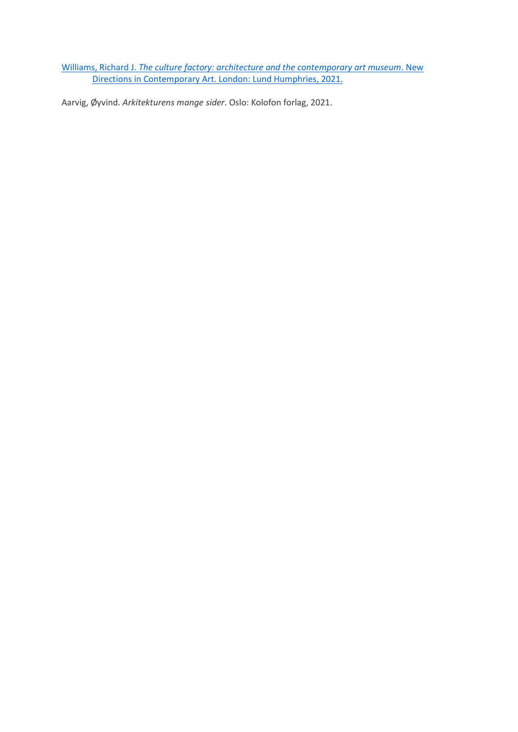Williams, Richard J. *The culture factory: architecture and the contemporary art museum*. New Directions in Contemporary Art. London: Lund Humphries, 2021.

Aarvig, Øyvind. *Arkitekturens mange sider*. Oslo: Kolofon forlag, 2021.